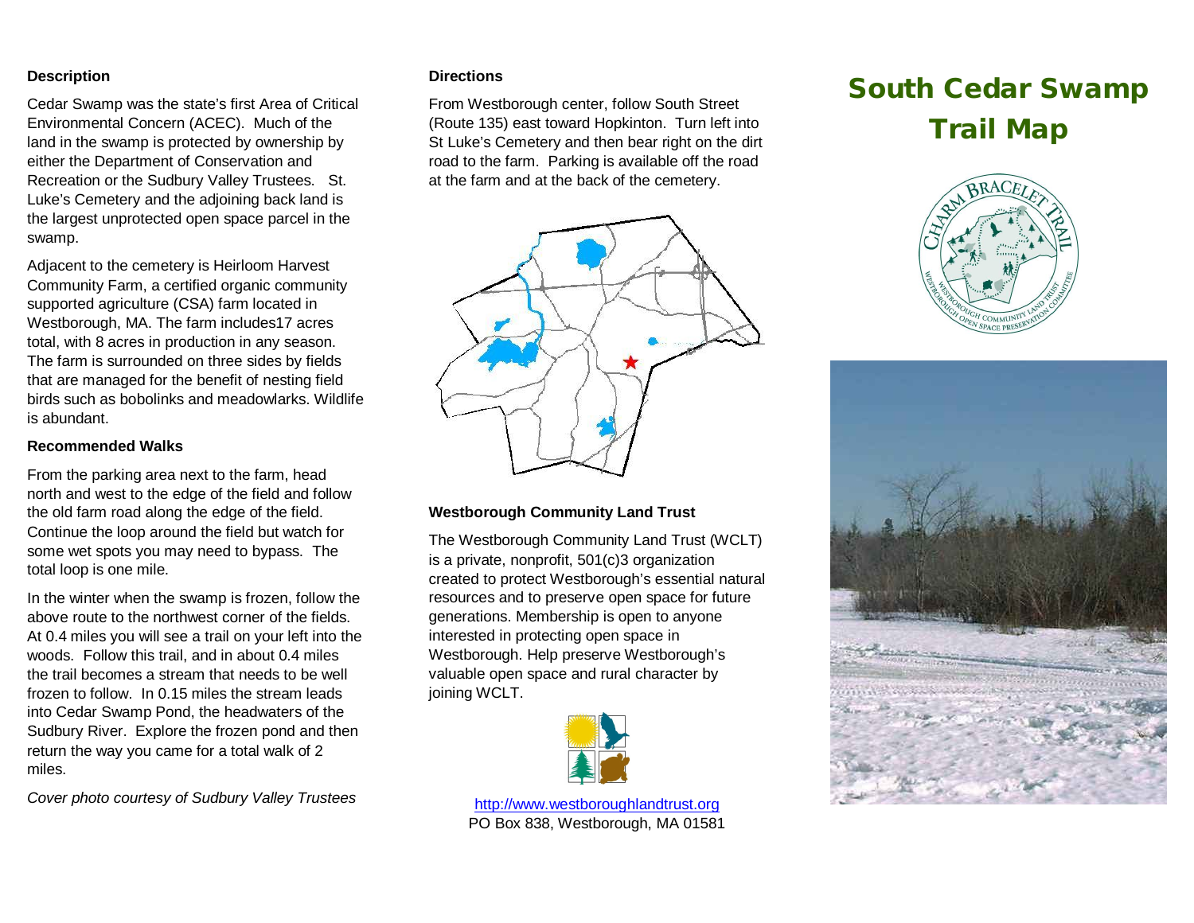### Description

Cedar Swamp was the state's first Area of Critical Environmental Concern (ACEC). Much of the land in the swamp is protected by ownership by either the Department of Conservation and Recreation or the Sudbury Valley Trustees. St. Luke's Cemetery and the adjoining back land is the largest unprotected open space parcel in the swamp.

Adjacent to the cemetery is Heirloom Harvest Community Farm, a certified organic community supported agriculture (CSA) farm located in Westborough, MA. The farm includes17 acres total, with 8 acres in production in any season. The farm is surrounded on three sides by fields that are managed for the benefit of nesting field birds such as bobolinks and meadowlarks. Wildlife is abundant.

### Recommended Walks

From the parking area next to the farm, head north and west to the edge of the field and follow the old farm road along the edge of the field. Continue the loop around the field but watch for some wet spots you may need to bypass. The total loop is one mile.

In the winter when the swamp is frozen, follow the above route to the northwest corner of the fields. At 0.4 miles you will see a trail on your left into the woods. Follow this trail, and in about 0.4 miles the trail becomes a stream that needs to be well frozen to follow. In 0.15 miles the stream leads into Cedar Swamp Pond, the headwaters of the Sudbury River. Explore the frozen pond and then return the way you came for a total walk of 2 miles.

*Cover photo courtesy of Sudbury Valley Trustees*

### Directions

From Westborough center, follow South Street (Route 135) east toward Hopkinton. Turn left into St Luke's Cemetery and then bear right on the dirt road to the farm. Parking is available off the road at the farm and at the back of the cemetery.

### Westborough Community Land Trust

The Westborough Community Land Trust (WCLT) is a private, nonprofit, 501(c)3 organization created to protect Westborough's essential natural resources and to preserve open space for future generations. Membership is open to anyone interested in protecting open space in Westborough. Help preserve Westborough's valuable open space and rural character by joining WCLT.

http://www.westboroughlandtrust.org
PO Box 838, Westborough, MA 01581

# South Cedar Swamp Trail Map

Charm Bracelet Trail — Westborough Community Land Trust — Westborough Open Space Preservation Committee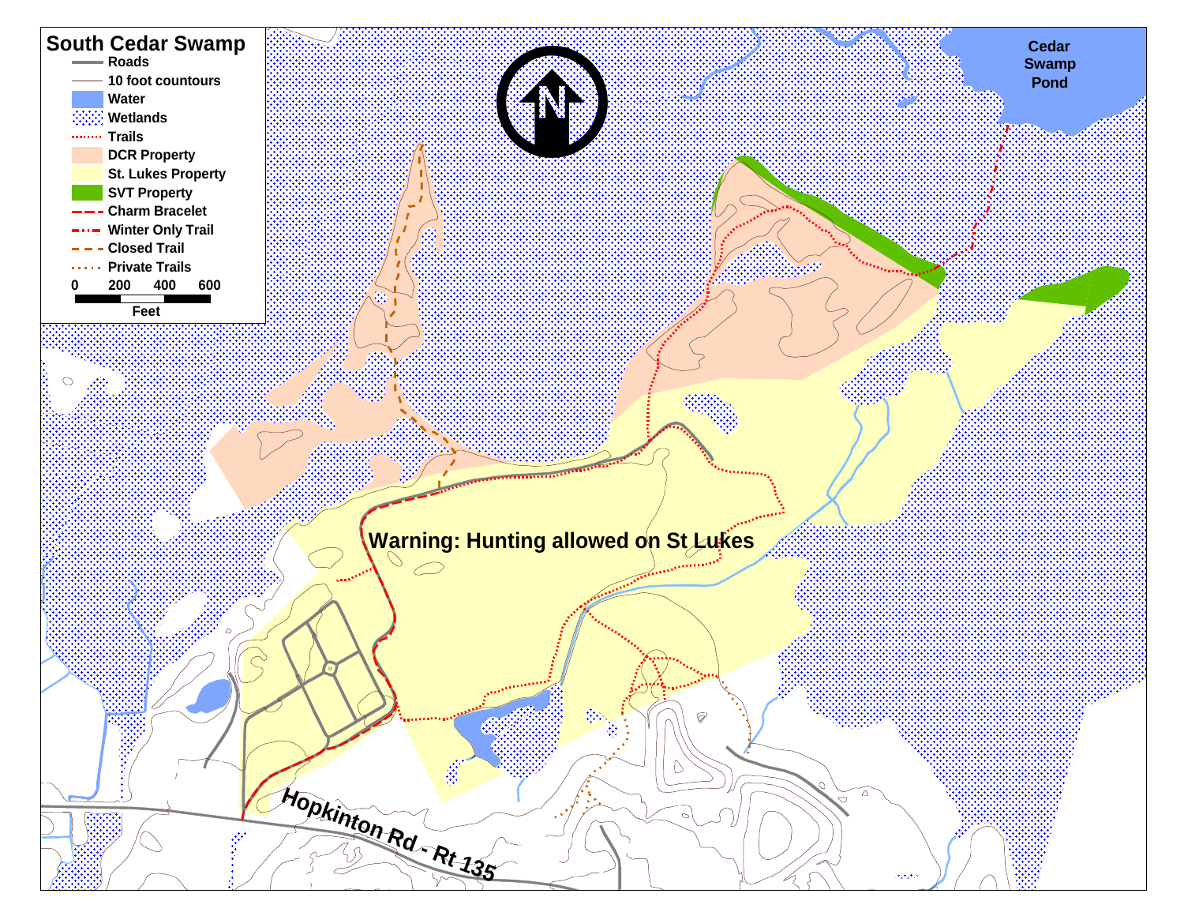# South Cedar Swamp

- Roads
- 10 foot countours
- Water
- Wetlands
- Trails
- DCR Property
- St. Lukes Property
- SVT Property
- Charm Bracelet
- Winter Only Trail
- Closed Trail
- Private Trails

0 200 400 600

Feet

N

Cedar Swamp Pond

Warning: Hunting allowed on St Lukes

Hopkinton Rd - Rt 135